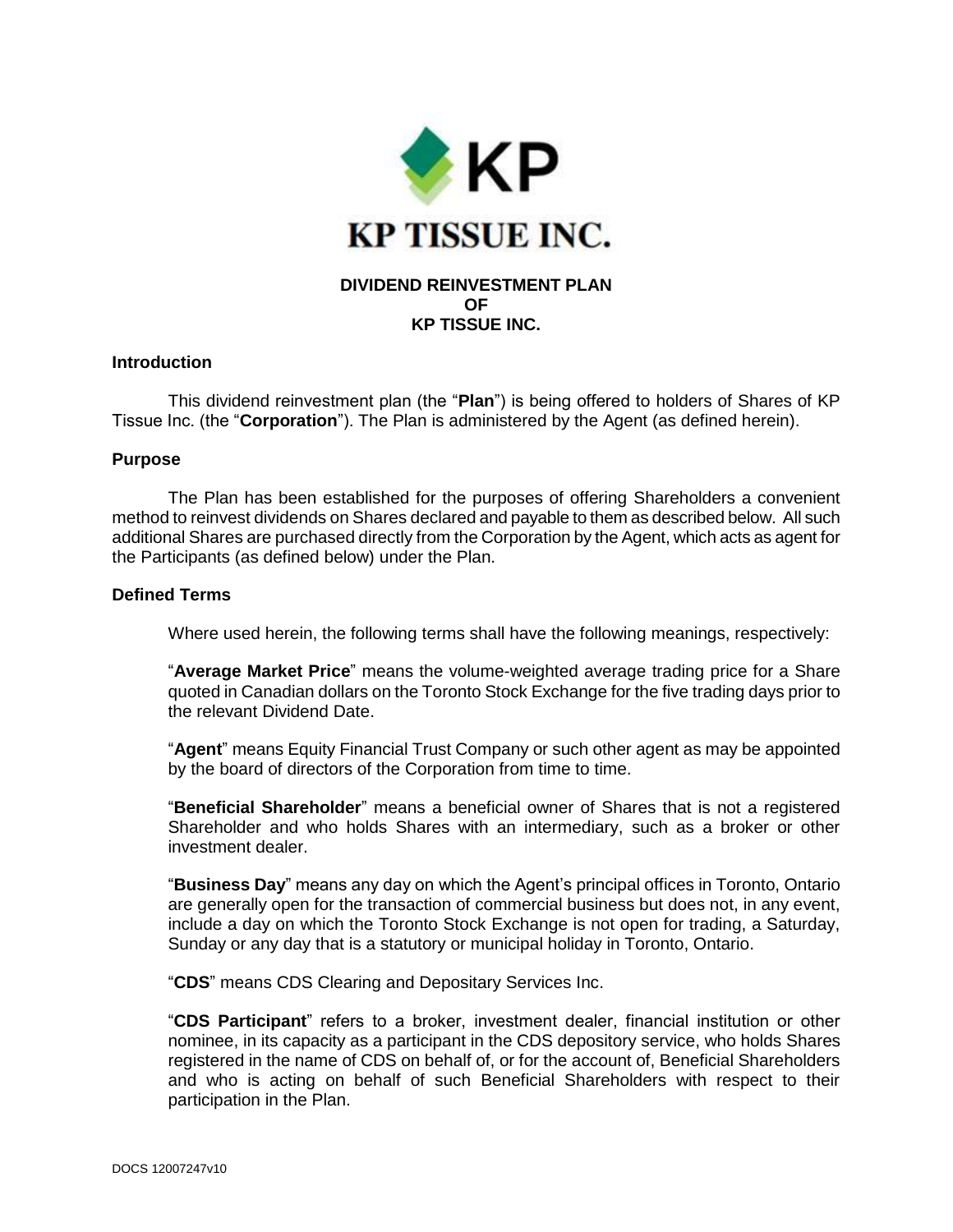# KP TISSUE INC.

**DIVIDEND REINVESTMENT PLAN**
**OF**
**KP TISSUE INC.**

## Introduction

This dividend reinvestment plan (the "**Plan**") is being offered to holders of Shares of KP Tissue Inc. (the "**Corporation**"). The Plan is administered by the Agent (as defined herein).

## Purpose

The Plan has been established for the purposes of offering Shareholders a convenient method to reinvest dividends on Shares declared and payable to them as described below. All such additional Shares are purchased directly from the Corporation by the Agent, which acts as agent for the Participants (as defined below) under the Plan.

## Defined Terms

Where used herein, the following terms shall have the following meanings, respectively:

"**Average Market Price**" means the volume-weighted average trading price for a Share quoted in Canadian dollars on the Toronto Stock Exchange for the five trading days prior to the relevant Dividend Date.

"**Agent**" means Equity Financial Trust Company or such other agent as may be appointed by the board of directors of the Corporation from time to time.

"**Beneficial Shareholder**" means a beneficial owner of Shares that is not a registered Shareholder and who holds Shares with an intermediary, such as a broker or other investment dealer.

"**Business Day**" means any day on which the Agent's principal offices in Toronto, Ontario are generally open for the transaction of commercial business but does not, in any event, include a day on which the Toronto Stock Exchange is not open for trading, a Saturday, Sunday or any day that is a statutory or municipal holiday in Toronto, Ontario.

"**CDS**" means CDS Clearing and Depositary Services Inc.

"**CDS Participant**" refers to a broker, investment dealer, financial institution or other nominee, in its capacity as a participant in the CDS depository service, who holds Shares registered in the name of CDS on behalf of, or for the account of, Beneficial Shareholders and who is acting on behalf of such Beneficial Shareholders with respect to their participation in the Plan.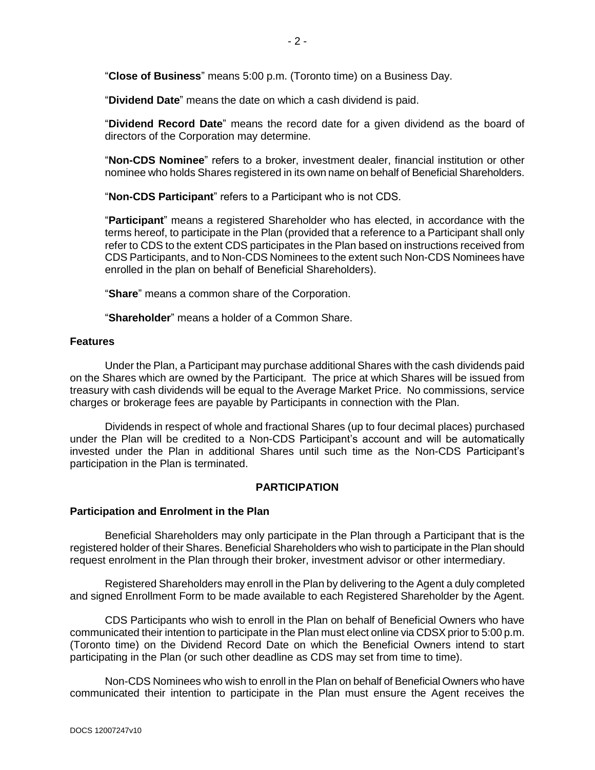"**Close of Business**" means 5:00 p.m. (Toronto time) on a Business Day.

"**Dividend Date**" means the date on which a cash dividend is paid.

"**Dividend Record Date**" means the record date for a given dividend as the board of directors of the Corporation may determine.

"**Non-CDS Nominee**" refers to a broker, investment dealer, financial institution or other nominee who holds Shares registered in its own name on behalf of Beneficial Shareholders.

"**Non-CDS Participant**" refers to a Participant who is not CDS.

"**Participant**" means a registered Shareholder who has elected, in accordance with the terms hereof, to participate in the Plan (provided that a reference to a Participant shall only refer to CDS to the extent CDS participates in the Plan based on instructions received from CDS Participants, and to Non-CDS Nominees to the extent such Non-CDS Nominees have enrolled in the plan on behalf of Beneficial Shareholders).

"**Share**" means a common share of the Corporation.

"**Shareholder**" means a holder of a Common Share.

**Features**

Under the Plan, a Participant may purchase additional Shares with the cash dividends paid on the Shares which are owned by the Participant. The price at which Shares will be issued from treasury with cash dividends will be equal to the Average Market Price. No commissions, service charges or brokerage fees are payable by Participants in connection with the Plan.

Dividends in respect of whole and fractional Shares (up to four decimal places) purchased under the Plan will be credited to a Non-CDS Participant's account and will be automatically invested under the Plan in additional Shares until such time as the Non-CDS Participant's participation in the Plan is terminated.

## PARTICIPATION

**Participation and Enrolment in the Plan**

Beneficial Shareholders may only participate in the Plan through a Participant that is the registered holder of their Shares. Beneficial Shareholders who wish to participate in the Plan should request enrolment in the Plan through their broker, investment advisor or other intermediary.

Registered Shareholders may enroll in the Plan by delivering to the Agent a duly completed and signed Enrollment Form to be made available to each Registered Shareholder by the Agent.

CDS Participants who wish to enroll in the Plan on behalf of Beneficial Owners who have communicated their intention to participate in the Plan must elect online via CDSX prior to 5:00 p.m. (Toronto time) on the Dividend Record Date on which the Beneficial Owners intend to start participating in the Plan (or such other deadline as CDS may set from time to time).

Non-CDS Nominees who wish to enroll in the Plan on behalf of Beneficial Owners who have communicated their intention to participate in the Plan must ensure the Agent receives the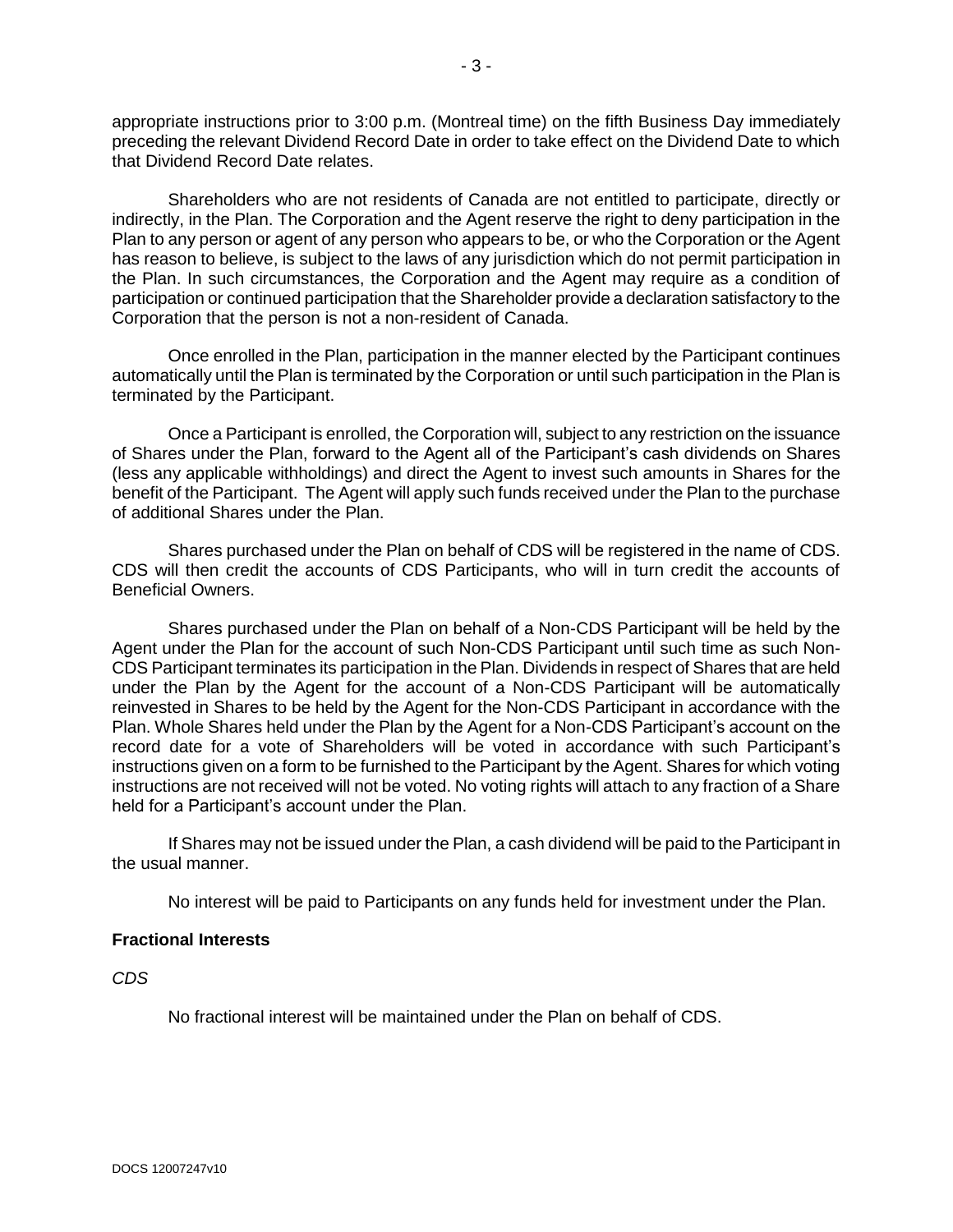appropriate instructions prior to 3:00 p.m. (Montreal time) on the fifth Business Day immediately preceding the relevant Dividend Record Date in order to take effect on the Dividend Date to which that Dividend Record Date relates.

Shareholders who are not residents of Canada are not entitled to participate, directly or indirectly, in the Plan. The Corporation and the Agent reserve the right to deny participation in the Plan to any person or agent of any person who appears to be, or who the Corporation or the Agent has reason to believe, is subject to the laws of any jurisdiction which do not permit participation in the Plan. In such circumstances, the Corporation and the Agent may require as a condition of participation or continued participation that the Shareholder provide a declaration satisfactory to the Corporation that the person is not a non-resident of Canada.

Once enrolled in the Plan, participation in the manner elected by the Participant continues automatically until the Plan is terminated by the Corporation or until such participation in the Plan is terminated by the Participant.

Once a Participant is enrolled, the Corporation will, subject to any restriction on the issuance of Shares under the Plan, forward to the Agent all of the Participant's cash dividends on Shares (less any applicable withholdings) and direct the Agent to invest such amounts in Shares for the benefit of the Participant. The Agent will apply such funds received under the Plan to the purchase of additional Shares under the Plan.

Shares purchased under the Plan on behalf of CDS will be registered in the name of CDS. CDS will then credit the accounts of CDS Participants, who will in turn credit the accounts of Beneficial Owners.

Shares purchased under the Plan on behalf of a Non-CDS Participant will be held by the Agent under the Plan for the account of such Non-CDS Participant until such time as such Non-CDS Participant terminates its participation in the Plan. Dividends in respect of Shares that are held under the Plan by the Agent for the account of a Non-CDS Participant will be automatically reinvested in Shares to be held by the Agent for the Non-CDS Participant in accordance with the Plan. Whole Shares held under the Plan by the Agent for a Non-CDS Participant's account on the record date for a vote of Shareholders will be voted in accordance with such Participant's instructions given on a form to be furnished to the Participant by the Agent. Shares for which voting instructions are not received will not be voted. No voting rights will attach to any fraction of a Share held for a Participant's account under the Plan.

If Shares may not be issued under the Plan, a cash dividend will be paid to the Participant in the usual manner.

No interest will be paid to Participants on any funds held for investment under the Plan.

**Fractional Interests**

*CDS*

No fractional interest will be maintained under the Plan on behalf of CDS.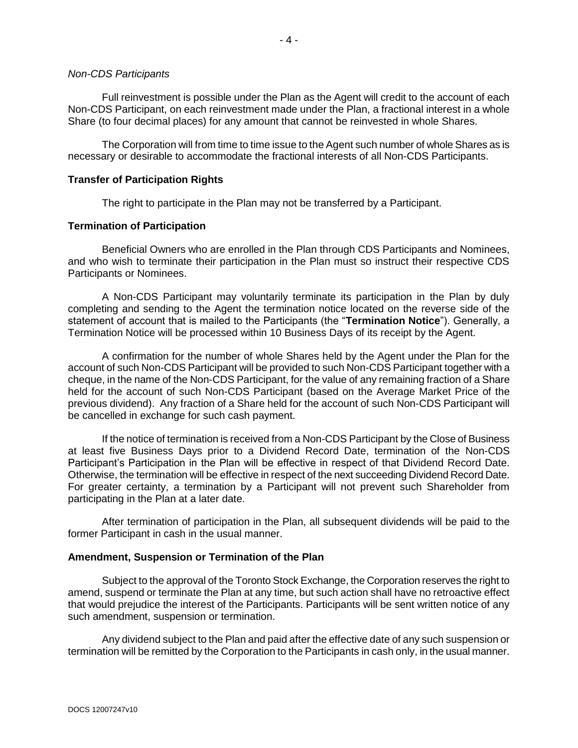*Non-CDS Participants*

Full reinvestment is possible under the Plan as the Agent will credit to the account of each Non-CDS Participant, on each reinvestment made under the Plan, a fractional interest in a whole Share (to four decimal places) for any amount that cannot be reinvested in whole Shares.

The Corporation will from time to time issue to the Agent such number of whole Shares as is necessary or desirable to accommodate the fractional interests of all Non-CDS Participants.

**Transfer of Participation Rights**

The right to participate in the Plan may not be transferred by a Participant.

**Termination of Participation**

Beneficial Owners who are enrolled in the Plan through CDS Participants and Nominees, and who wish to terminate their participation in the Plan must so instruct their respective CDS Participants or Nominees.

A Non-CDS Participant may voluntarily terminate its participation in the Plan by duly completing and sending to the Agent the termination notice located on the reverse side of the statement of account that is mailed to the Participants (the "**Termination Notice**"). Generally, a Termination Notice will be processed within 10 Business Days of its receipt by the Agent.

A confirmation for the number of whole Shares held by the Agent under the Plan for the account of such Non-CDS Participant will be provided to such Non-CDS Participant together with a cheque, in the name of the Non-CDS Participant, for the value of any remaining fraction of a Share held for the account of such Non-CDS Participant (based on the Average Market Price of the previous dividend). Any fraction of a Share held for the account of such Non-CDS Participant will be cancelled in exchange for such cash payment.

If the notice of termination is received from a Non-CDS Participant by the Close of Business at least five Business Days prior to a Dividend Record Date, termination of the Non-CDS Participant's Participation in the Plan will be effective in respect of that Dividend Record Date. Otherwise, the termination will be effective in respect of the next succeeding Dividend Record Date. For greater certainty, a termination by a Participant will not prevent such Shareholder from participating in the Plan at a later date.

After termination of participation in the Plan, all subsequent dividends will be paid to the former Participant in cash in the usual manner.

**Amendment, Suspension or Termination of the Plan**

Subject to the approval of the Toronto Stock Exchange, the Corporation reserves the right to amend, suspend or terminate the Plan at any time, but such action shall have no retroactive effect that would prejudice the interest of the Participants. Participants will be sent written notice of any such amendment, suspension or termination.

Any dividend subject to the Plan and paid after the effective date of any such suspension or termination will be remitted by the Corporation to the Participants in cash only, in the usual manner.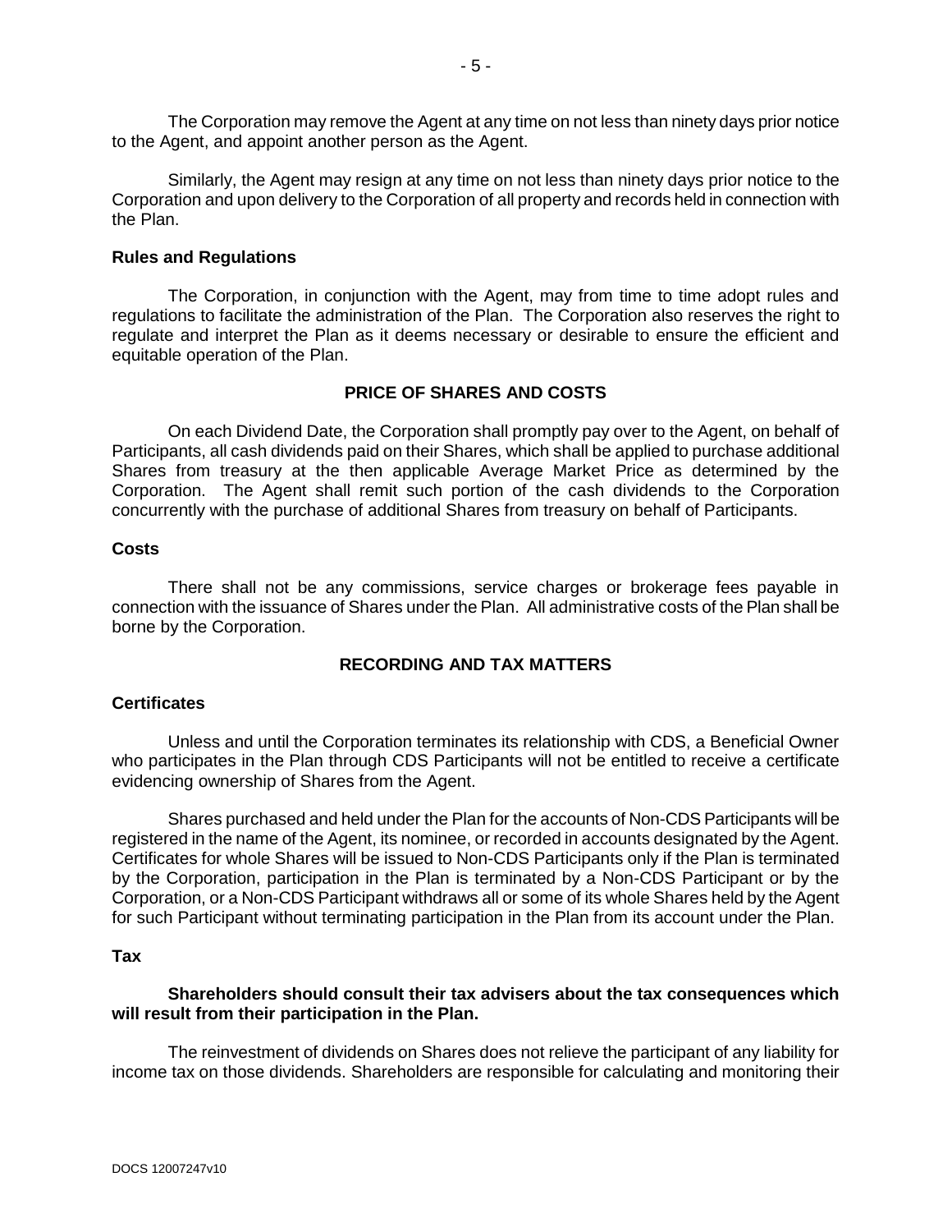The Corporation may remove the Agent at any time on not less than ninety days prior notice to the Agent, and appoint another person as the Agent.

Similarly, the Agent may resign at any time on not less than ninety days prior notice to the Corporation and upon delivery to the Corporation of all property and records held in connection with the Plan.

**Rules and Regulations**

The Corporation, in conjunction with the Agent, may from time to time adopt rules and regulations to facilitate the administration of the Plan. The Corporation also reserves the right to regulate and interpret the Plan as it deems necessary or desirable to ensure the efficient and equitable operation of the Plan.

## PRICE OF SHARES AND COSTS

On each Dividend Date, the Corporation shall promptly pay over to the Agent, on behalf of Participants, all cash dividends paid on their Shares, which shall be applied to purchase additional Shares from treasury at the then applicable Average Market Price as determined by the Corporation. The Agent shall remit such portion of the cash dividends to the Corporation concurrently with the purchase of additional Shares from treasury on behalf of Participants.

**Costs**

There shall not be any commissions, service charges or brokerage fees payable in connection with the issuance of Shares under the Plan. All administrative costs of the Plan shall be borne by the Corporation.

## RECORDING AND TAX MATTERS

**Certificates**

Unless and until the Corporation terminates its relationship with CDS, a Beneficial Owner who participates in the Plan through CDS Participants will not be entitled to receive a certificate evidencing ownership of Shares from the Agent.

Shares purchased and held under the Plan for the accounts of Non-CDS Participants will be registered in the name of the Agent, its nominee, or recorded in accounts designated by the Agent. Certificates for whole Shares will be issued to Non-CDS Participants only if the Plan is terminated by the Corporation, participation in the Plan is terminated by a Non-CDS Participant or by the Corporation, or a Non-CDS Participant withdraws all or some of its whole Shares held by the Agent for such Participant without terminating participation in the Plan from its account under the Plan.

**Tax**

**Shareholders should consult their tax advisers about the tax consequences which will result from their participation in the Plan.**

The reinvestment of dividends on Shares does not relieve the participant of any liability for income tax on those dividends. Shareholders are responsible for calculating and monitoring their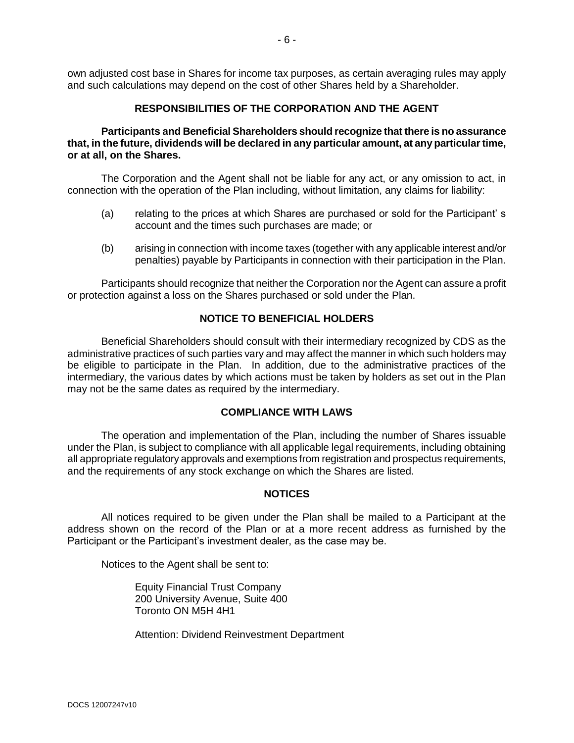own adjusted cost base in Shares for income tax purposes, as certain averaging rules may apply and such calculations may depend on the cost of other Shares held by a Shareholder.

## RESPONSIBILITIES OF THE CORPORATION AND THE AGENT

**Participants and Beneficial Shareholders should recognize that there is no assurance that, in the future, dividends will be declared in any particular amount, at any particular time, or at all, on the Shares.**

The Corporation and the Agent shall not be liable for any act, or any omission to act, in connection with the operation of the Plan including, without limitation, any claims for liability:

(a) relating to the prices at which Shares are purchased or sold for the Participant' s account and the times such purchases are made; or

(b) arising in connection with income taxes (together with any applicable interest and/or penalties) payable by Participants in connection with their participation in the Plan.

Participants should recognize that neither the Corporation nor the Agent can assure a profit or protection against a loss on the Shares purchased or sold under the Plan.

## NOTICE TO BENEFICIAL HOLDERS

Beneficial Shareholders should consult with their intermediary recognized by CDS as the administrative practices of such parties vary and may affect the manner in which such holders may be eligible to participate in the Plan. In addition, due to the administrative practices of the intermediary, the various dates by which actions must be taken by holders as set out in the Plan may not be the same dates as required by the intermediary.

## COMPLIANCE WITH LAWS

The operation and implementation of the Plan, including the number of Shares issuable under the Plan, is subject to compliance with all applicable legal requirements, including obtaining all appropriate regulatory approvals and exemptions from registration and prospectus requirements, and the requirements of any stock exchange on which the Shares are listed.

## NOTICES

All notices required to be given under the Plan shall be mailed to a Participant at the address shown on the record of the Plan or at a more recent address as furnished by the Participant or the Participant's investment dealer, as the case may be.

Notices to the Agent shall be sent to:

Equity Financial Trust Company
200 University Avenue, Suite 400
Toronto ON M5H 4H1

Attention: Dividend Reinvestment Department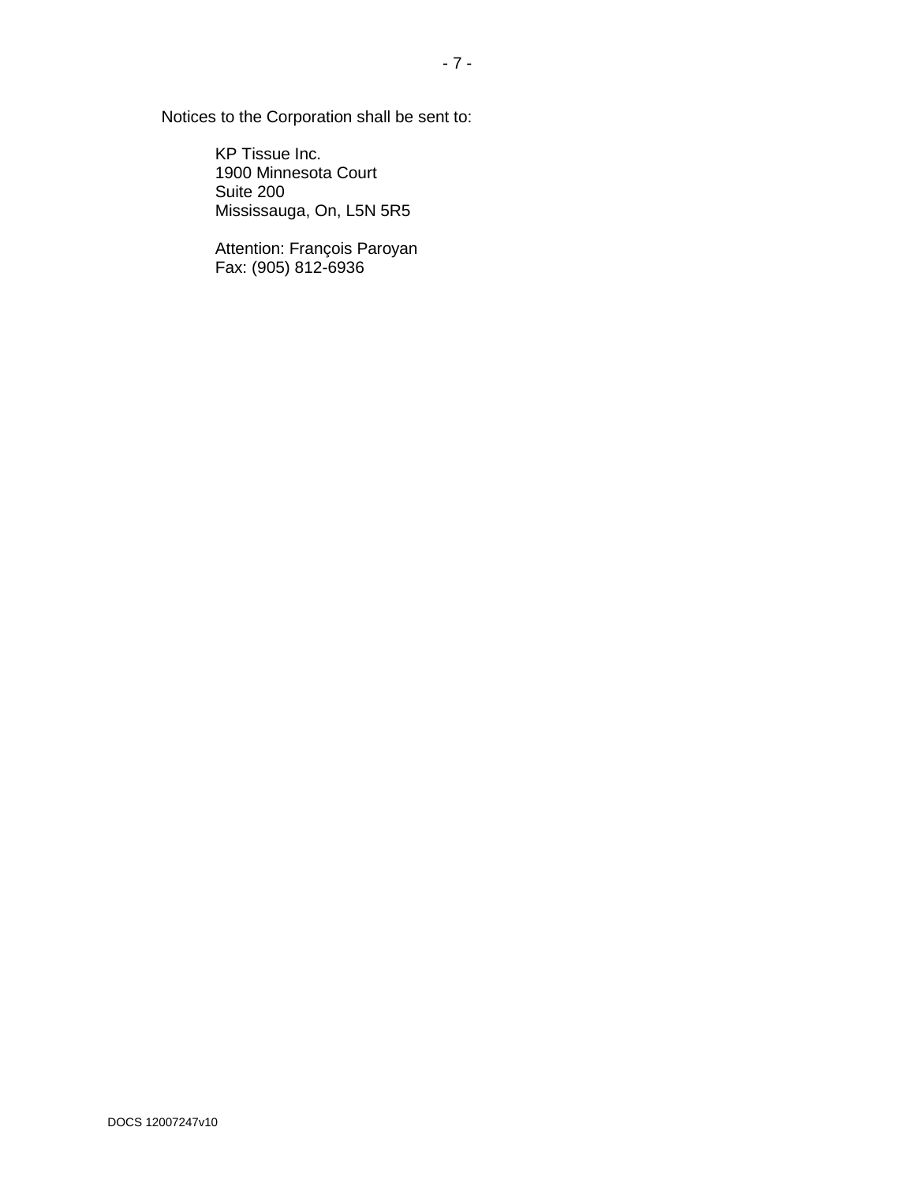Notices to the Corporation shall be sent to:

KP Tissue Inc.
1900 Minnesota Court
Suite 200
Mississauga, On, L5N 5R5

Attention: François Paroyan
Fax: (905) 812-6936

DOCS 12007247v10